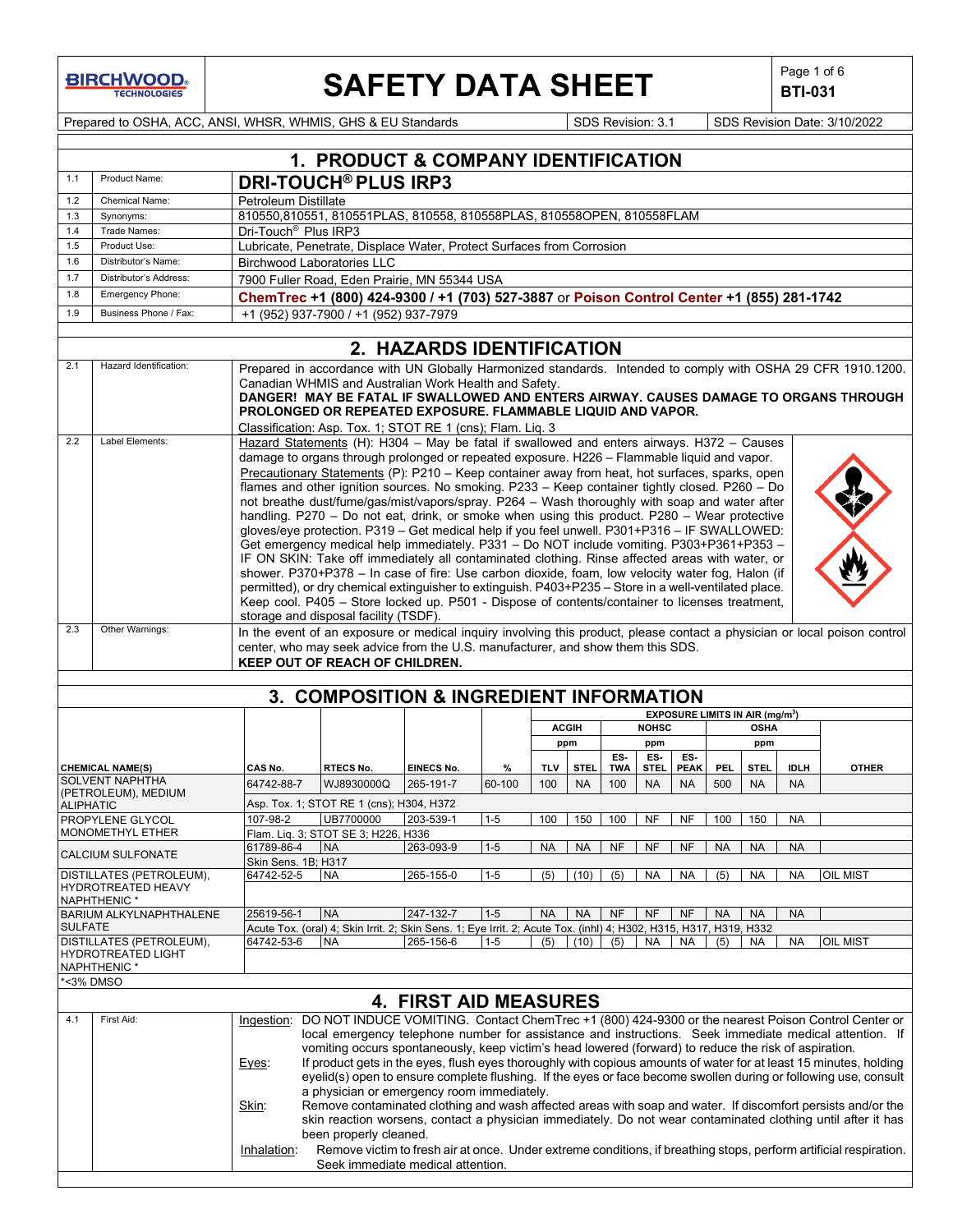# SAFETY DATA SHEET

**BTI-031**

Prepared to OSHA, ACC, ANSI, WHSR, WHMIS, GHS & EU Standards | SDS Revision: 3.1 | SDS Revision Date: 3/10/2022

## 1. PRODUCT & COMPANY IDENTIFICATION

| | | |
|---|---|---|
| 1.1 | Product Name: | **DRI-TOUCH® PLUS IRP3** |
| 1.2 | Chemical Name: | Petroleum Distillate |
| 1.3 | Synonyms: | 810550,810551, 810551PLAS, 810558, 810558PLAS, 810558OPEN, 810558FLAM |
| 1.4 | Trade Names: | Dri-Touch® Plus IRP3 |
| 1.5 | Product Use: | Lubricate, Penetrate, Displace Water, Protect Surfaces from Corrosion |
| 1.6 | Distributor's Name: | Birchwood Laboratories LLC |
| 1.7 | Distributor's Address: | 7900 Fuller Road, Eden Prairie, MN 55344 USA |
| 1.8 | Emergency Phone: | **ChemTrec +1 (800) 424-9300 / +1 (703) 527-3887** or **Poison Control Center +1 (855) 281-1742** |
| 1.9 | Business Phone / Fax: | +1 (952) 937-7900 / +1 (952) 937-7979 |

## 2. HAZARDS IDENTIFICATION

| | | |
|---|---|---|
| 2.1 | Hazard Identification: | Prepared in accordance with UN Globally Harmonized standards. Intended to comply with OSHA 29 CFR 1910.1200. Canadian WHMIS and Australian Work Health and Safety. **DANGER! MAY BE FATAL IF SWALLOWED AND ENTERS AIRWAY. CAUSES DAMAGE TO ORGANS THROUGH PROLONGED OR REPEATED EXPOSURE. FLAMMABLE LIQUID AND VAPOR.** Classification: Asp. Tox. 1; STOT RE 1 (cns); Flam. Liq. 3 |
| 2.2 | Label Elements: | Hazard Statements (H): H304 – May be fatal if swallowed and enters airways. H372 – Causes damage to organs through prolonged or repeated exposure. H226 – Flammable liquid and vapor. Precautionary Statements (P): P210 – Keep container away from heat, hot surfaces, sparks, open flames and other ignition sources. No smoking. P233 – Keep container tightly closed. P260 – Do not breathe dust/fume/gas/mist/vapors/spray. P264 – Wash thoroughly with soap and water after handling. P270 – Do not eat, drink, or smoke when using this product. P280 – Wear protective gloves/eye protection. P319 – Get medical help if you feel unwell. P301+P316 – IF SWALLOWED: Get emergency medical help immediately. P331 – Do NOT include vomiting. P303+P361+P353 – IF ON SKIN: Take off immediately all contaminated clothing. Rinse affected areas with water, or shower. P370+P378 – In case of fire: Use carbon dioxide, foam, low velocity water fog, Halon (if permitted), or dry chemical extinguisher to extinguish. P403+P235 – Store in a well-ventilated place. Keep cool. P405 – Store locked up. P501 - Dispose of contents/container to licenses treatment, storage and disposal facility (TSDF). |
| 2.3 | Other Warnings: | In the event of an exposure or medical inquiry involving this product, please contact a physician or local poison control center, who may seek advice from the U.S. manufacturer, and show them this SDS. **KEEP OUT OF REACH OF CHILDREN.** |

## 3. COMPOSITION & INGREDIENT INFORMATION

| | | | | | EXPOSURE LIMITS IN AIR ($mg/m^3$) | | | | | | | | |
|---|---|---|---|---|---|---|---|---|---|---|---|---|---|
| | | | | | ACGIH | | NOHSC | | | OSHA | | | |
| | | | | | ppm | | ppm | | | ppm | | | |
| **CHEMICAL NAME(S)** | **CAS No.** | **RTECS No.** | **EINECS No.** | **%** | **TLV** | **STEL** | **ES-TWA** | **ES-STEL** | **ES-PEAK** | **PEL** | **STEL** | **IDLH** | **OTHER** |
| SOLVENT NAPHTHA (PETROLEUM), MEDIUM ALIPHATIC | 64742-88-7 | WJ8930000Q | 265-191-7 | 60-100 | 100 | NA | 100 | NA | NA | 500 | NA | NA | |
| | Asp. Tox. 1; STOT RE 1 (cns); H304, H372 | | | | | | | | | | | | |
| PROPYLENE GLYCOL MONOMETHYL ETHER | 107-98-2 | UB7700000 | 203-539-1 | 1-5 | 100 | 150 | 100 | NF | NF | 100 | 150 | NA | |
| | Flam. Liq. 3; STOT SE 3; H226, H336 | | | | | | | | | | | | |
| CALCIUM SULFONATE | 61789-86-4 | NA | 263-093-9 | 1-5 | NA | NA | NF | NF | NF | NA | NA | NA | |
| | Skin Sens. 1B; H317 | | | | | | | | | | | | |
| DISTILLATES (PETROLEUM), HYDROTREATED HEAVY NAPHTHENIC * | 64742-52-5 | NA | 265-155-0 | 1-5 | (5) | (10) | (5) | NA | NA | (5) | NA | NA | OIL MIST |
| BARIUM ALKYLNAPHTHALENE SULFATE | 25619-56-1 | NA | 247-132-7 | 1-5 | NA | NA | NF | NF | NF | NA | NA | NA | |
| | Acute Tox. (oral) 4; Skin Irrit. 2; Skin Sens. 1; Eye Irrit. 2; Acute Tox. (inhl) 4; H302, H315, H317, H319, H332 | | | | | | | | | | | | |
| DISTILLATES (PETROLEUM), HYDROTREATED LIGHT NAPHTHENIC * | 64742-53-6 | NA | 265-156-6 | 1-5 | (5) | (10) | (5) | NA | NA | (5) | NA | NA | OIL MIST |

*<3% DMSO

## 4. FIRST AID MEASURES

| | | |
|---|---|---|
| 4.1 | First Aid: | Ingestion: DO NOT INDUCE VOMITING. Contact ChemTrec +1 (800) 424-9300 or the nearest Poison Control Center or local emergency telephone number for assistance and instructions. Seek immediate medical attention. If vomiting occurs spontaneously, keep victim's head lowered (forward) to reduce the risk of aspiration. Eyes: If product gets in the eyes, flush eyes thoroughly with copious amounts of water for at least 15 minutes, holding eyelid(s) open to ensure complete flushing. If the eyes or face become swollen during or following use, consult a physician or emergency room immediately. Skin: Remove contaminated clothing and wash affected areas with soap and water. If discomfort persists and/or the skin reaction worsens, contact a physician immediately. Do not wear contaminated clothing until after it has been properly cleaned. Inhalation: Remove victim to fresh air at once. Under extreme conditions, if breathing stops, perform artificial respiration. Seek immediate medical attention. |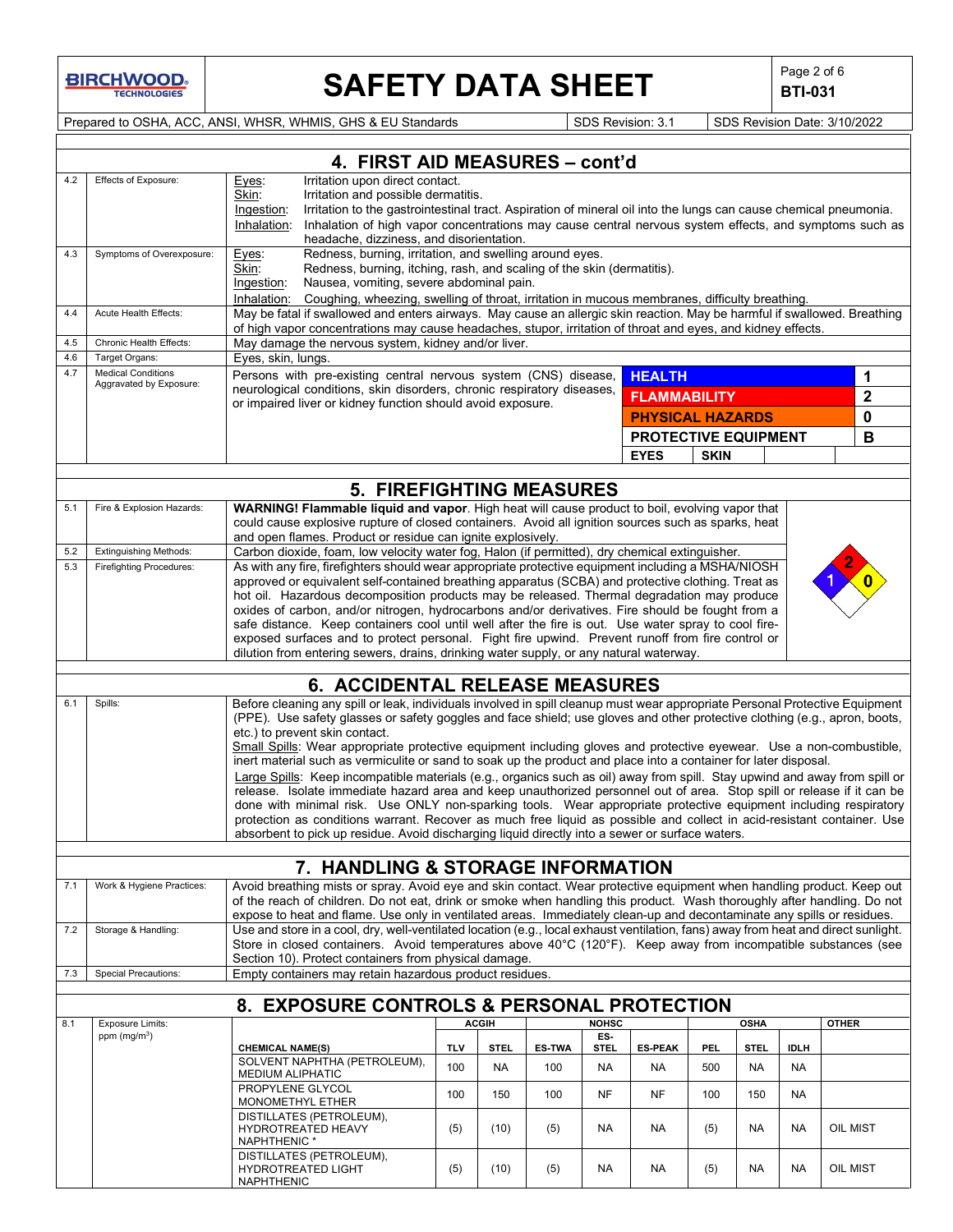## 4. FIRST AID MEASURES – cont'd

| | | |
|---|---|---|
| 4.2 | Effects of Exposure: | Eyes: Irritation upon direct contact.<br>Skin: Irritation and possible dermatitis.<br>Ingestion: Irritation to the gastrointestinal tract. Aspiration of mineral oil into the lungs can cause chemical pneumonia.<br>Inhalation: Inhalation of high vapor concentrations may cause central nervous system effects, and symptoms such as headache, dizziness, and disorientation. |
| 4.3 | Symptoms of Overexposure: | Eyes: Redness, burning, irritation, and swelling around eyes.<br>Skin: Redness, burning, itching, rash, and scaling of the skin (dermatitis).<br>Ingestion: Nausea, vomiting, severe abdominal pain.<br>Inhalation: Coughing, wheezing, swelling of throat, irritation in mucous membranes, difficulty breathing. |
| 4.4 | Acute Health Effects: | May be fatal if swallowed and enters airways. May cause an allergic skin reaction. May be harmful if swallowed. Breathing of high vapor concentrations may cause headaches, stupor, irritation of throat and eyes, and kidney effects. |
| 4.5 | Chronic Health Effects: | May damage the nervous system, kidney and/or liver. |
| 4.6 | Target Organs: | Eyes, skin, lungs. |
| 4.7 | Medical Conditions Aggravated by Exposure: | Persons with pre-existing central nervous system (CNS) disease, neurological conditions, skin disorders, chronic respiratory diseases, or impaired liver or kidney function should avoid exposure. |

| HMIS | | |
|---|---|---|
| HEALTH | | 1 |
| FLAMMABILITY | | 2 |
| PHYSICAL HAZARDS | | 0 |
| PROTECTIVE EQUIPMENT | | B |
| EYES | SKIN | |

## 5. FIREFIGHTING MEASURES

| | | |
|---|---|---|
| 5.1 | Fire & Explosion Hazards: | **WARNING! Flammable liquid and vapor**. High heat will cause product to boil, evolving vapor that could cause explosive rupture of closed containers. Avoid all ignition sources such as sparks, heat and open flames. Product or residue can ignite explosively. |
| 5.2 | Extinguishing Methods: | Carbon dioxide, foam, low velocity water fog, Halon (if permitted), dry chemical extinguisher. |
| 5.3 | Firefighting Procedures: | As with any fire, firefighters should wear appropriate protective equipment including a MSHA/NIOSH approved or equivalent self-contained breathing apparatus (SCBA) and protective clothing. Treat as hot oil. Hazardous decomposition products may be released. Thermal degradation may produce oxides of carbon, and/or nitrogen, hydrocarbons and/or derivatives. Fire should be fought from a safe distance. Keep containers cool until well after the fire is out. Use water spray to cool fire-exposed surfaces and to protect personal. Fight fire upwind. Prevent runoff from fire control or dilution from entering sewers, drains, drinking water supply, or any natural waterway. |

NFPA: Health 1, Flammability 2, Instability 0

## 6. ACCIDENTAL RELEASE MEASURES

| | | |
|---|---|---|
| 6.1 | Spills: | Before cleaning any spill or leak, individuals involved in spill cleanup must wear appropriate Personal Protective Equipment (PPE). Use safety glasses or safety goggles and face shield; use gloves and other protective clothing (e.g., apron, boots, etc.) to prevent skin contact.<br>Small Spills: Wear appropriate protective equipment including gloves and protective eyewear. Use a non-combustible, inert material such as vermiculite or sand to soak up the product and place into a container for later disposal.<br>Large Spills: Keep incompatible materials (e.g., organics such as oil) away from spill. Stay upwind and away from spill or release. Isolate immediate hazard area and keep unauthorized personnel out of area. Stop spill or release if it can be done with minimal risk. Use ONLY non-sparking tools. Wear appropriate protective equipment including respiratory protection as conditions warrant. Recover as much free liquid as possible and collect in acid-resistant container. Use absorbent to pick up residue. Avoid discharging liquid directly into a sewer or surface waters. |

## 7. HANDLING & STORAGE INFORMATION

| | | |
|---|---|---|
| 7.1 | Work & Hygiene Practices: | Avoid breathing mists or spray. Avoid eye and skin contact. Wear protective equipment when handling product. Keep out of the reach of children. Do not eat, drink or smoke when handling this product. Wash thoroughly after handling. Do not expose to heat and flame. Use only in ventilated areas. Immediately clean-up and decontaminate any spills or residues. |
| 7.2 | Storage & Handling: | Use and store in a cool, dry, well-ventilated location (e.g., local exhaust ventilation, fans) away from heat and direct sunlight. Store in closed containers. Avoid temperatures above 40°C (120°F). Keep away from incompatible substances (see Section 10). Protect containers from physical damage. |
| 7.3 | Special Precautions: | Empty containers may retain hazardous product residues. |

## 8. EXPOSURE CONTROLS & PERSONAL PROTECTION

8.1 Exposure Limits: ppm ($mg/m^3$)

| CHEMICAL NAME(S) | ACGIH | | NIOSH | | | OSHA | | | OTHER |
|---|---|---|---|---|---|---|---|---|---|
| | TLV | STEL | ES-TWA | ES-STEL | ES-PEAK | PEL | STEL | IDLH | |
| SOLVENT NAPHTHA (PETROLEUM), MEDIUM ALIPHATIC | 100 | NA | 100 | NA | NA | 500 | NA | NA | |
| PROPYLENE GLYCOL MONOMETHYL ETHER | 100 | 150 | 100 | NF | NF | 100 | 150 | NA | |
| DISTILLATES (PETROLEUM), HYDROTREATED HEAVY NAPHTHENIC * | (5) | (10) | (5) | NA | NA | (5) | NA | NA | OIL MIST |
| DISTILLATES (PETROLEUM), HYDROTREATED LIGHT NAPHTHENIC | (5) | (10) | (5) | NA | NA | (5) | NA | NA | OIL MIST |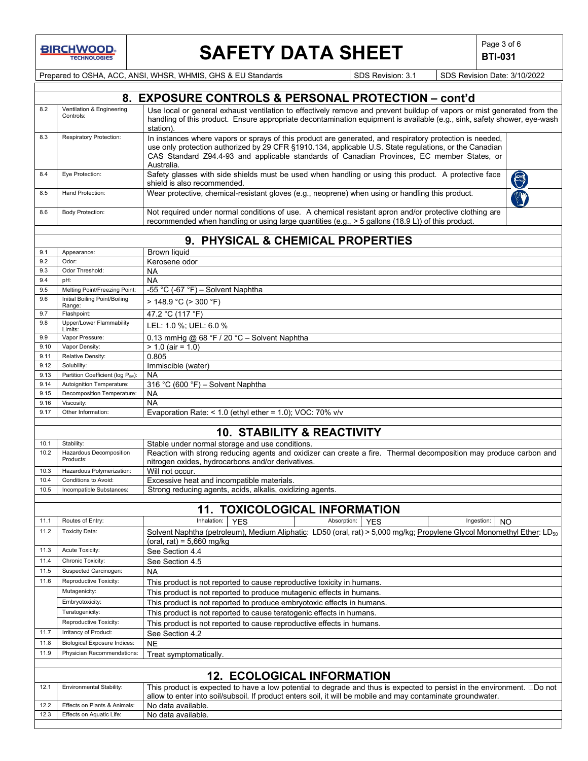## 8. EXPOSURE CONTROLS & PERSONAL PROTECTION – cont'd

| | | |
|---|---|---|
| 8.2 | Ventilation & Engineering Controls: | Use local or general exhaust ventilation to effectively remove and prevent buildup of vapors or mist generated from the handling of this product. Ensure appropriate decontamination equipment is available (e.g., sink, safety shower, eye-wash station). |
| 8.3 | Respiratory Protection: | In instances where vapors or sprays of this product are generated, and respiratory protection is needed, use only protection authorized by 29 CFR §1910.134, applicable U.S. State regulations, or the Canadian CAS Standard Z94.4-93 and applicable standards of Canadian Provinces, EC member States, or Australia. |
| 8.4 | Eye Protection: | Safety glasses with side shields must be used when handling or using this product. A protective face shield is also recommended. |
| 8.5 | Hand Protection: | Wear protective, chemical-resistant gloves (e.g., neoprene) when using or handling this product. |
| 8.6 | Body Protection: | Not required under normal conditions of use. A chemical resistant apron and/or protective clothing are recommended when handling or using large quantities (e.g., > 5 gallons (18.9 L)) of this product. |

## 9. PHYSICAL & CHEMICAL PROPERTIES

| | | |
|---|---|---|
| 9.1 | Appearance: | Brown liquid |
| 9.2 | Odor: | Kerosene odor |
| 9.3 | Odor Threshold: | NA |
| 9.4 | pH: | NA |
| 9.5 | Melting Point/Freezing Point: | -55 °C (-67 °F) – Solvent Naphtha |
| 9.6 | Initial Boiling Point/Boiling Range: | > 148.9 °C (> 300 °F) |
| 9.7 | Flashpoint: | 47.2 °C (117 °F) |
| 9.8 | Upper/Lower Flammability Limits: | LEL: 1.0 %; UEL: 6.0 % |
| 9.9 | Vapor Pressure: | 0.13 mmHg @ 68 °F / 20 °C – Solvent Naphtha |
| 9.10 | Vapor Density: | > 1.0 (air = 1.0) |
| 9.11 | Relative Density: | 0.805 |
| 9.12 | Solubility: | Immiscible (water) |
| 9.13 | Partition Coefficient (log $P_{ow}$): | NA |
| 9.14 | Autoignition Temperature: | 316 °C (600 °F) – Solvent Naphtha |
| 9.15 | Decomposition Temperature: | NA |
| 9.16 | Viscosity: | NA |
| 9.17 | Other Information: | Evaporation Rate: < 1.0 (ethyl ether = 1.0); VOC: 70% v/v |

## 10. STABILITY & REACTIVITY

| | | |
|---|---|---|
| 10.1 | Stability: | Stable under normal storage and use conditions. |
| 10.2 | Hazardous Decomposition Products: | Reaction with strong reducing agents and oxidizer can create a fire. Thermal decomposition may produce carbon and nitrogen oxides, hydrocarbons and/or derivatives. |
| 10.3 | Hazardous Polymerization: | Will not occur. |
| 10.4 | Conditions to Avoid: | Excessive heat and incompatible materials. |
| 10.5 | Incompatible Substances: | Strong reducing agents, acids, alkalis, oxidizing agents. |

## 11. TOXICOLOGICAL INFORMATION

| | | |
|---|---|---|
| 11.1 | Routes of Entry: | Inhalation: YES; Absorption: YES; Ingestion: NO |
| 11.2 | Toxicity Data: | Solvent Naphtha (petroleum), Medium Aliphatic: LD50 (oral, rat) > 5,000 mg/kg; Propylene Glycol Monomethyl Ether: $LD_{50}$ (oral, rat) = 5,660 mg/kg |
| 11.3 | Acute Toxicity: | See Section 4.4 |
| 11.4 | Chronic Toxicity: | See Section 4.5 |
| 11.5 | Suspected Carcinogen: | NA |
| 11.6 | Reproductive Toxicity: | This product is not reported to cause reproductive toxicity in humans. |
| | Mutagenicity: | This product is not reported to produce mutagenic effects in humans. |
| | Embryotoxicity: | This product is not reported to produce embryotoxic effects in humans. |
| | Teratogenicity: | This product is not reported to cause teratogenic effects in humans. |
| | Reproductive Toxicity: | This product is not reported to cause reproductive effects in humans. |
| 11.7 | Irritancy of Product: | See Section 4.2 |
| 11.8 | Biological Exposure Indices: | NE |
| 11.9 | Physician Recommendations: | Treat symptomatically. |

## 12. ECOLOGICAL INFORMATION

| | | |
|---|---|---|
| 12.1 | Environmental Stability: | This product is expected to have a low potential to degrade and thus is expected to persist in the environment. Do not allow to enter into soil/subsoil. If product enters soil, it will be mobile and may contaminate groundwater. |
| 12.2 | Effects on Plants & Animals: | No data available. |
| 12.3 | Effects on Aquatic Life: | No data available. |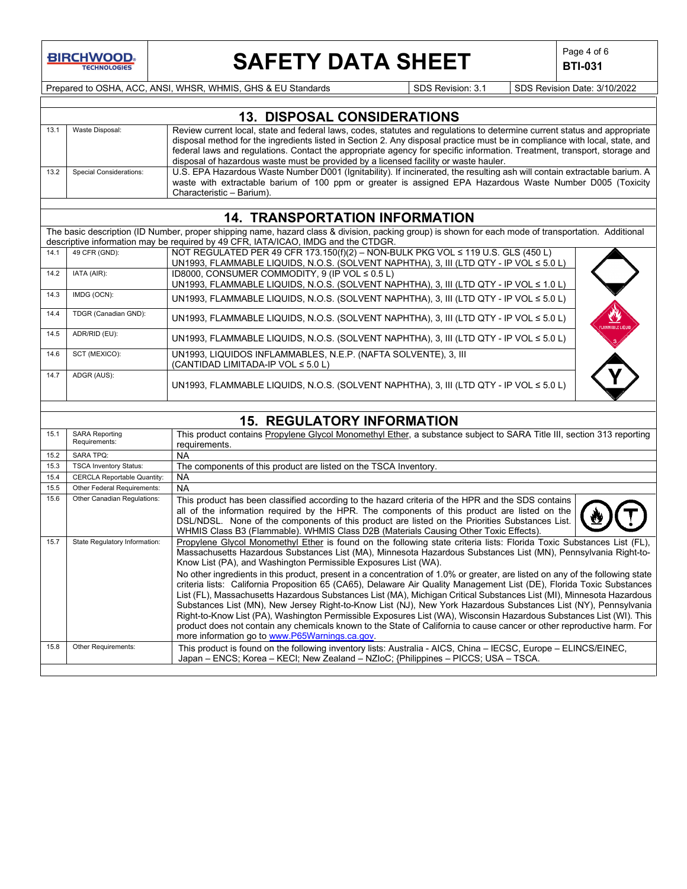## 13. DISPOSAL CONSIDERATIONS

| | | |
|---|---|---|
| 13.1 | Waste Disposal: | Review current local, state and federal laws, codes, statutes and regulations to determine current status and appropriate disposal method for the ingredients listed in Section 2. Any disposal practice must be in compliance with local, state, and federal laws and regulations. Contact the appropriate agency for specific information. Treatment, transport, storage and disposal of hazardous waste must be provided by a licensed facility or waste hauler. |
| 13.2 | Special Considerations: | U.S. EPA Hazardous Waste Number D001 (Ignitability). If incinerated, the resulting ash will contain extractable barium. A waste with extractable barium of 100 ppm or greater is assigned EPA Hazardous Waste Number D005 (Toxicity Characteristic – Barium). |

## 14. TRANSPORTATION INFORMATION

The basic description (ID Number, proper shipping name, hazard class & division, packing group) is shown for each mode of transportation. Additional descriptive information may be required by 49 CFR, IATA/ICAO, IMDG and the CTDGR.

| | | |
|---|---|---|
| 14.1 | 49 CFR (GND): | NOT REGULATED PER 49 CFR 173.150(f)(2) – NON-BULK PKG VOL ≤ 119 U.S. GLS (450 L)<br>UN1993, FLAMMABLE LIQUIDS, N.O.S. (SOLVENT NAPHTHA), 3, III (LTD QTY - IP VOL ≤ 5.0 L) |
| 14.2 | IATA (AIR): | ID8000, CONSUMER COMMODITY, 9 (IP VOL ≤ 0.5 L)<br>UN1993, FLAMMABLE LIQUIDS, N.O.S. (SOLVENT NAPHTHA), 3, III (LTD QTY - IP VOL ≤ 1.0 L) |
| 14.3 | IMDG (OCN): | UN1993, FLAMMABLE LIQUIDS, N.O.S. (SOLVENT NAPHTHA), 3, III (LTD QTY - IP VOL ≤ 5.0 L) |
| 14.4 | TDGR (Canadian GND): | UN1993, FLAMMABLE LIQUIDS, N.O.S. (SOLVENT NAPHTHA), 3, III (LTD QTY - IP VOL ≤ 5.0 L) |
| 14.5 | ADR/RID (EU): | UN1993, FLAMMABLE LIQUIDS, N.O.S. (SOLVENT NAPHTHA), 3, III (LTD QTY - IP VOL ≤ 5.0 L) |
| 14.6 | SCT (MEXICO): | UN1993, LIQUIDOS INFLAMMABLES, N.E.P. (NAFTA SOLVENTE), 3, III<br>(CANTIDAD LIMITADA-IP VOL ≤ 5.0 L) |
| 14.7 | ADGR (AUS): | UN1993, FLAMMABLE LIQUIDS, N.O.S. (SOLVENT NAPHTHA), 3, III (LTD QTY - IP VOL ≤ 5.0 L) |

## 15. REGULATORY INFORMATION

| | | |
|---|---|---|
| 15.1 | SARA Reporting Requirements: | This product contains Propylene Glycol Monomethyl Ether, a substance subject to SARA Title III, section 313 reporting requirements. |
| 15.2 | SARA TPQ: | NA |
| 15.3 | TSCA Inventory Status: | The components of this product are listed on the TSCA Inventory. |
| 15.4 | CERCLA Reportable Quantity: | NA |
| 15.5 | Other Federal Requirements: | NA |
| 15.6 | Other Canadian Regulations: | This product has been classified according to the hazard criteria of the HPR and the SDS contains all of the information required by the HPR. The components of this product are listed on the DSL/NDSL. None of the components of this product are listed on the Priorities Substances List. WHMIS Class B3 (Flammable). WHMIS Class D2B (Materials Causing Other Toxic Effects). |
| 15.7 | State Regulatory Information: | Propylene Glycol Monomethyl Ether is found on the following state criteria lists: Florida Toxic Substances List (FL), Massachusetts Hazardous Substances List (MA), Minnesota Hazardous Substances List (MN), Pennsylvania Right-to-Know List (PA), and Washington Permissible Exposures List (WA).<br>No other ingredients in this product, present in a concentration of 1.0% or greater, are listed on any of the following state criteria lists: California Proposition 65 (CA65), Delaware Air Quality Management List (DE), Florida Toxic Substances List (FL), Massachusetts Hazardous Substances List (MA), Michigan Critical Substances List (MI), Minnesota Hazardous Substances List (MN), New Jersey Right-to-Know List (NJ), New York Hazardous Substances List (NY), Pennsylvania Right-to-Know List (PA), Washington Permissible Exposures List (WA), Wisconsin Hazardous Substances List (WI). This product does not contain any chemicals known to the State of California to cause cancer or other reproductive harm. For more information go to www.P65Warnings.ca.gov. |
| 15.8 | Other Requirements: | This product is found on the following inventory lists: Australia - AICS, China – IECSC, Europe – ELINCS/EINEC, Japan – ENCS; Korea – KECI; New Zealand – NZIoC; {Philippines – PICCS; USA – TSCA. |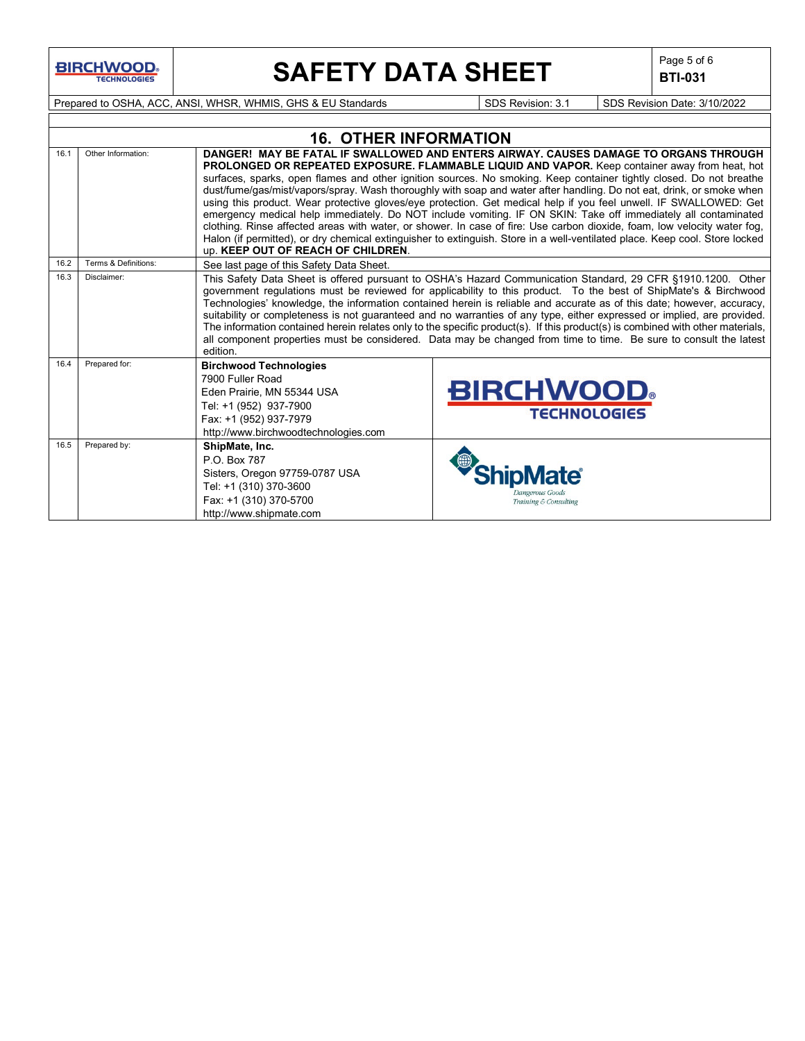## 16. OTHER INFORMATION

| | | |
|---|---|---|
| 16.1 | Other Information: | **DANGER! MAY BE FATAL IF SWALLOWED AND ENTERS AIRWAY. CAUSES DAMAGE TO ORGANS THROUGH PROLONGED OR REPEATED EXPOSURE. FLAMMABLE LIQUID AND VAPOR.** Keep container away from heat, hot surfaces, sparks, open flames and other ignition sources. No smoking. Keep container tightly closed. Do not breathe dust/fume/gas/mist/vapors/spray. Wash thoroughly with soap and water after handling. Do not eat, drink, or smoke when using this product. Wear protective gloves/eye protection. Get medical help if you feel unwell. IF SWALLOWED: Get emergency medical help immediately. Do NOT include vomiting. IF ON SKIN: Take off immediately all contaminated clothing. Rinse affected areas with water, or shower. In case of fire: Use carbon dioxide, foam, low velocity water fog, Halon (if permitted), or dry chemical extinguisher to extinguish. Store in a well-ventilated place. Keep cool. Store locked up. **KEEP OUT OF REACH OF CHILDREN**. |
| 16.2 | Terms & Definitions: | See last page of this Safety Data Sheet. |
| 16.3 | Disclaimer: | This Safety Data Sheet is offered pursuant to OSHA's Hazard Communication Standard, 29 CFR §1910.1200. Other government regulations must be reviewed for applicability to this product. To the best of ShipMate's & Birchwood Technologies' knowledge, the information contained herein is reliable and accurate as of this date; however, accuracy, suitability or completeness is not guaranteed and no warranties of any type, either expressed or implied, are provided. The information contained herein relates only to the specific product(s). If this product(s) is combined with other materials, all component properties must be considered. Data may be changed from time to time. Be sure to consult the latest edition. |
| 16.4 | Prepared for: | **Birchwood Technologies**<br>7900 Fuller Road<br>Eden Prairie, MN 55344 USA<br>Tel: +1 (952) 937-7900<br>Fax: +1 (952) 937-7979<br>http://www.birchwoodtechnologies.com |
| 16.5 | Prepared by: | **ShipMate, Inc.**<br>P.O. Box 787<br>Sisters, Oregon 97759-0787 USA<br>Tel: +1 (310) 370-3600<br>Fax: +1 (310) 370-5700<br>http://www.shipmate.com |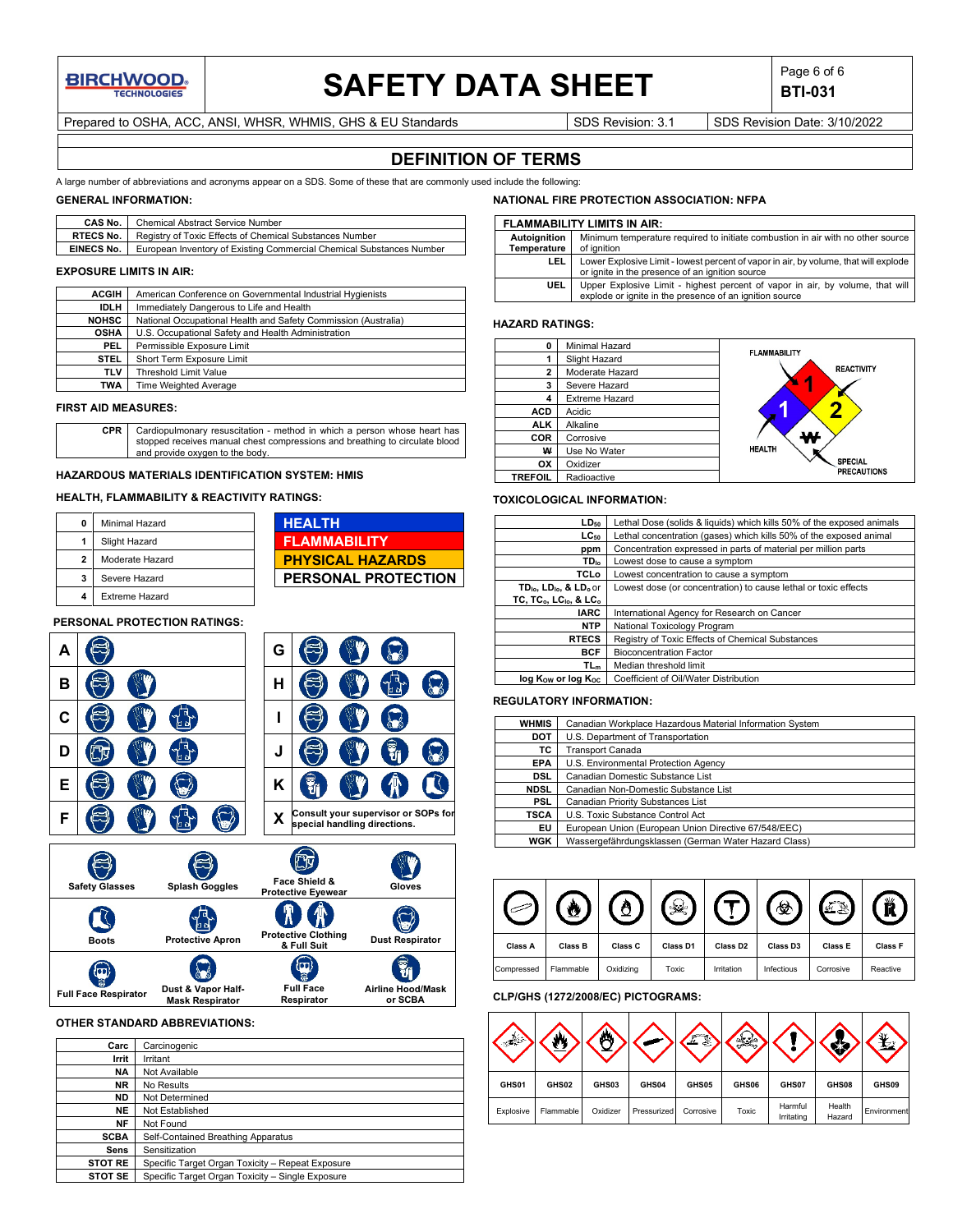# DEFINITION OF TERMS

A large number of abbreviations and acronyms appear on a SDS. Some of these that are commonly used include the following:

## GENERAL INFORMATION:

| | |
|---|---|
| **CAS No.** | Chemical Abstract Service Number |
| **RTECS No.** | Registry of Toxic Effects of Chemical Substances Number |
| **EINECS No.** | European Inventory of Existing Commercial Chemical Substances Number |

## EXPOSURE LIMITS IN AIR:

| | |
|---|---|
| **ACGIH** | American Conference on Governmental Industrial Hygienists |
| **IDLH** | Immediately Dangerous to Life and Health |
| **NOHSC** | National Occupational Health and Safety Commission (Australia) |
| **OSHA** | U.S. Occupational Safety and Health Administration |
| **PEL** | Permissible Exposure Limit |
| **STEL** | Short Term Exposure Limit |
| **TLV** | Threshold Limit Value |
| **TWA** | Time Weighted Average |

## FIRST AID MEASURES:

| | |
|---|---|
| **CPR** | Cardiopulmonary resuscitation - method in which a person whose heart has stopped receives manual chest compressions and breathing to circulate blood and provide oxygen to the body. |

## HAZARDOUS MATERIALS IDENTIFICATION SYSTEM: HMIS

### HEALTH, FLAMMABILITY & REACTIVITY RATINGS:

| | |
|---|---|
| **0** | Minimal Hazard |
| **1** | Slight Hazard |
| **2** | Moderate Hazard |
| **3** | Severe Hazard |
| **4** | Extreme Hazard |

HEALTH
FLAMMABILITY
PHYSICAL HAZARDS
PERSONAL PROTECTION

### PERSONAL PROTECTION RATINGS:

A B C D E F G H I J K

X Consult your supervisor or SOPs for special handling directions.

Safety Glasses
Splash Goggles
Face Shield & Protective Eyewear
Gloves
Boots
Protective Apron
Protective Clothing & Full Suit
Dust Respirator
Full Face Respirator
Dust & Vapor Half-Mask Respirator
Full Face Respirator
Airline Hood/Mask or SCBA

## OTHER STANDARD ABBREVIATIONS:

| | |
|---|---|
| **Carc** | Carcinogenic |
| **Irrit** | Irritant |
| **NA** | Not Available |
| **NR** | No Results |
| **ND** | Not Determined |
| **NE** | Not Established |
| **NF** | Not Found |
| **SCBA** | Self-Contained Breathing Apparatus |
| **Sens** | Sensitization |
| **STOT RE** | Specific Target Organ Toxicity – Repeat Exposure |
| **STOT SE** | Specific Target Organ Toxicity – Single Exposure |

## NATIONAL FIRE PROTECTION ASSOCIATION: NFPA

| FLAMMABILITY LIMITS IN AIR: | |
|---|---|
| **Autoignition Temperature** | Minimum temperature required to initiate combustion in air with no other source of ignition |
| **LEL** | Lower Explosive Limit - lowest percent of vapor in air, by volume, that will explode or ignite in the presence of an ignition source |
| **UEL** | Upper Explosive Limit - highest percent of vapor in air, by volume, that will explode or ignite in the presence of an ignition source |

### HAZARD RATINGS:

| | |
|---|---|
| **0** | Minimal Hazard |
| **1** | Slight Hazard |
| **2** | Moderate Hazard |
| **3** | Severe Hazard |
| **4** | Extreme Hazard |
| **ACD** | Acidic |
| **ALK** | Alkaline |
| **COR** | Corrosive |
| **W** | Use No Water |
| **OX** | Oxidizer |
| **TREFOIL** | Radioactive |

FLAMMABILITY
REACTIVITY
HEALTH
SPECIAL PRECAUTIONS
1
1
2
W

## TOXICOLOGICAL INFORMATION:

| | |
|---|---|
| **$LD_{50}$** | Lethal Dose (solids & liquids) which kills 50% of the exposed animals |
| **$LC_{50}$** | Lethal concentration (gases) which kills 50% of the exposed animal |
| **ppm** | Concentration expressed in parts of material per million parts |
| **$TD_{lo}$** | Lowest dose to cause a symptom |
| **TCLo** | Lowest concentration to cause a symptom |
| **$TD_{lo}$, $LD_{lo}$, & $LD_o$ or TC, $TC_o$, $LC_{lo}$, & $LC_o$** | Lowest dose (or concentration) to cause lethal or toxic effects |
| **IARC** | International Agency for Research on Cancer |
| **NTP** | National Toxicology Program |
| **RTECS** | Registry of Toxic Effects of Chemical Substances |
| **BCF** | Bioconcentration Factor |
| **$TL_m$** | Median threshold limit |
| **log $K_{OW}$ or log $K_{OC}$** | Coefficient of Oil/Water Distribution |

## REGULATORY INFORMATION:

| | |
|---|---|
| **WHMIS** | Canadian Workplace Hazardous Material Information System |
| **DOT** | U.S. Department of Transportation |
| **TC** | Transport Canada |
| **EPA** | U.S. Environmental Protection Agency |
| **DSL** | Canadian Domestic Substance List |
| **NDSL** | Canadian Non-Domestic Substance List |
| **PSL** | Canadian Priority Substances List |
| **TSCA** | U.S. Toxic Substance Control Act |
| **EU** | European Union (European Union Directive 67/548/EEC) |
| **WGK** | Wassergefährdungsklassen (German Water Hazard Class) |

| Class A | Class B | Class C | Class D1 | Class D2 | Class D3 | Class E | Class F |
|---|---|---|---|---|---|---|---|
| Compressed | Flammable | Oxidizing | Toxic | Irritation | Infectious | Corrosive | Reactive |

## CLP/GHS (1272/2008/EC) PICTOGRAMS:

| GHS01 | GHS02 | GHS03 | GHS04 | GHS05 | GHS06 | GHS07 | GHS08 | GHS09 |
|---|---|---|---|---|---|---|---|---|
| Explosive | Flammable | Oxidizer | Pressurized | Corrosive | Toxic | Harmful Irritating | Health Hazard | Environment |